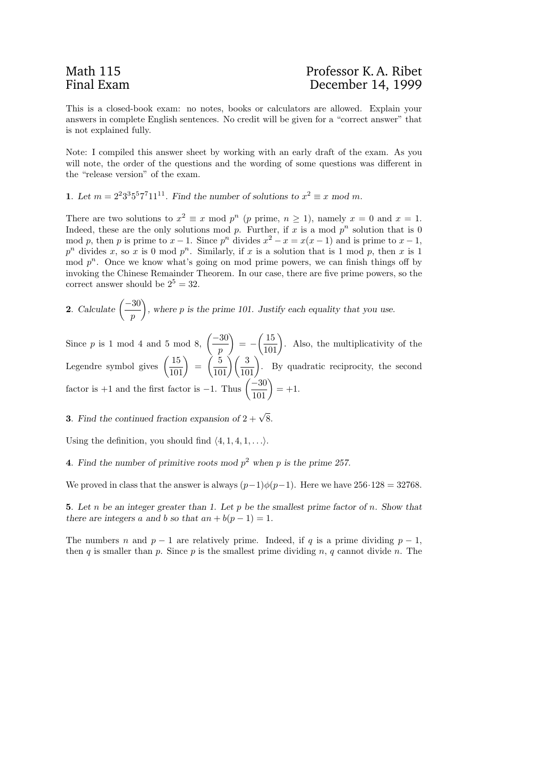Math 115 Final Exam

Professor K. A. Ribet December 14, 1999

This is a closed-book exam: no notes, books or calculators are allowed. Explain your answers in complete English sentences. No credit will be given for a "correct answer" that is not explained fully.

Note: I compiled this answer sheet by working with an early draft of the exam. As you will note, the order of the questions and the wording of some questions was different in the "release version" of the exam.

**1**. *Let $m = 2^2 3^3 5^5 7^7 11^{11}$. Find the number of solutions to $x^2 \equiv x$ mod $m$.*

There are two solutions to $x^2 \equiv x$ mod $p^n$ ($p$ prime, $n \geq 1$), namely $x = 0$ and $x = 1$. Indeed, these are the only solutions mod $p$. Further, if $x$ is a mod $p^n$ solution that is 0 mod $p$, then $p$ is prime to $x - 1$. Since $p^n$ divides $x^2 - x = x(x-1)$ and is prime to $x - 1$, $p^n$ divides $x$, so $x$ is 0 mod $p^n$. Similarly, if $x$ is a solution that is 1 mod $p$, then $x$ is 1 mod $p^n$. Once we know what's going on mod prime powers, we can finish things off by invoking the Chinese Remainder Theorem. In our case, there are five prime powers, so the correct answer should be $2^5 = 32$.

**2**. *Calculate $\left(\dfrac{-30}{p}\right)$, where $p$ is the prime 101. Justify each equality that you use.*

Since $p$ is 1 mod 4 and 5 mod 8, $\left(\dfrac{-30}{p}\right) = -\left(\dfrac{15}{101}\right)$. Also, the multiplicativity of the Legendre symbol gives $\left(\dfrac{15}{101}\right) = \left(\dfrac{5}{101}\right)\left(\dfrac{3}{101}\right)$. By quadratic reciprocity, the second factor is $+1$ and the first factor is $-1$. Thus $\left(\dfrac{-30}{101}\right) = +1$.

**3**. *Find the continued fraction expansion of $2 + \sqrt{8}$.*

Using the definition, you should find $\langle 4, 1, 4, 1, \ldots \rangle$.

**4**. *Find the number of primitive roots mod $p^2$ when $p$ is the prime 257.*

We proved in class that the answer is always $(p-1)\phi(p-1)$. Here we have $256 \cdot 128 = 32768$.

**5**. *Let $n$ be an integer greater than 1. Let $p$ be the smallest prime factor of $n$. Show that there are integers $a$ and $b$ so that $an + b(p-1) = 1$.*

The numbers $n$ and $p - 1$ are relatively prime. Indeed, if $q$ is a prime dividing $p - 1$, then $q$ is smaller than $p$. Since $p$ is the smallest prime dividing $n$, $q$ cannot divide $n$. The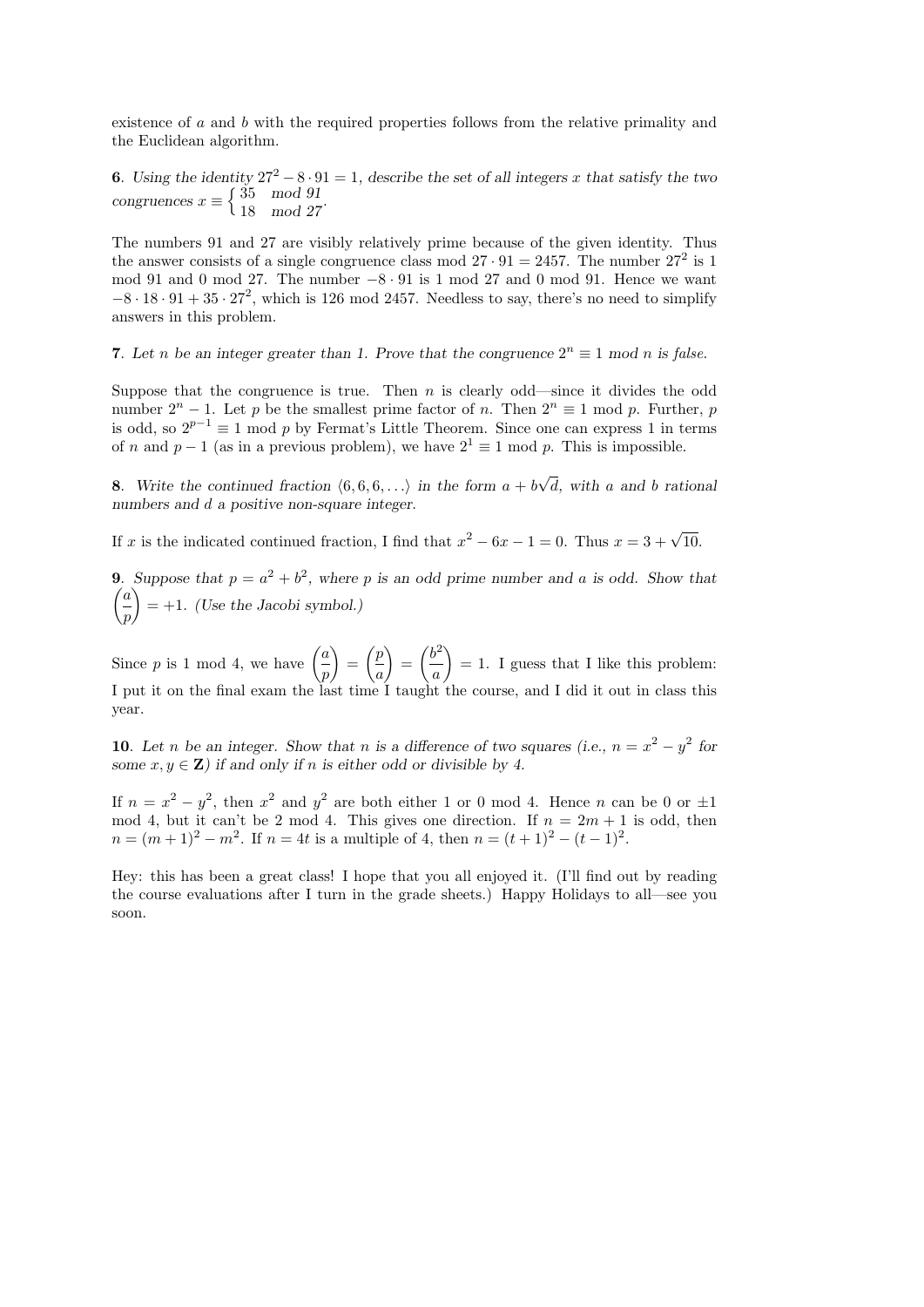existence of $a$ and $b$ with the required properties follows from the relative primality and the Euclidean algorithm.

**6**. *Using the identity $27^2 - 8 \cdot 91 = 1$, describe the set of all integers $x$ that satisfy the two congruences $x \equiv \begin{cases} 35 & mod\ 91 \\ 18 & mod\ 27 \end{cases}$.*

The numbers 91 and 27 are visibly relatively prime because of the given identity. Thus the answer consists of a single congruence class mod $27 \cdot 91 = 2457$. The number $27^2$ is 1 mod 91 and 0 mod 27. The number $-8 \cdot 91$ is 1 mod 27 and 0 mod 91. Hence we want $-8 \cdot 18 \cdot 91 + 35 \cdot 27^2$, which is 126 mod 2457. Needless to say, there's no need to simplify answers in this problem.

**7**. *Let $n$ be an integer greater than 1. Prove that the congruence $2^n \equiv 1$ mod $n$ is false.*

Suppose that the congruence is true. Then $n$ is clearly odd—since it divides the odd number $2^n - 1$. Let $p$ be the smallest prime factor of $n$. Then $2^n \equiv 1$ mod $p$. Further, $p$ is odd, so $2^{p-1} \equiv 1$ mod $p$ by Fermat's Little Theorem. Since one can express 1 in terms of $n$ and $p - 1$ (as in a previous problem), we have $2^1 \equiv 1$ mod $p$. This is impossible.

**8**. *Write the continued fraction $\langle 6, 6, 6, \ldots \rangle$ in the form $a + b\sqrt{d}$, with $a$ and $b$ rational numbers and $d$ a positive non-square integer.*

If $x$ is the indicated continued fraction, I find that $x^2 - 6x - 1 = 0$. Thus $x = 3 + \sqrt{10}$.

**9**. *Suppose that $p = a^2 + b^2$, where $p$ is an odd prime number and $a$ is odd. Show that $\left(\dfrac{a}{p}\right) = +1$. (Use the Jacobi symbol.)*

Since $p$ is 1 mod 4, we have $\left(\dfrac{a}{p}\right) = \left(\dfrac{p}{a}\right) = \left(\dfrac{b^2}{a}\right) = 1$. I guess that I like this problem: I put it on the final exam the last time I taught the course, and I did it out in class this year.

**10**. *Let $n$ be an integer. Show that $n$ is a difference of two squares (i.e., $n = x^2 - y^2$ for some $x, y \in \mathbf{Z}$) if and only if $n$ is either odd or divisible by 4.*

If $n = x^2 - y^2$, then $x^2$ and $y^2$ are both either 1 or 0 mod 4. Hence $n$ can be 0 or $\pm 1$ mod 4, but it can't be 2 mod 4. This gives one direction. If $n = 2m + 1$ is odd, then $n = (m + 1)^2 - m^2$. If $n = 4t$ is a multiple of 4, then $n = (t + 1)^2 - (t - 1)^2$.

Hey: this has been a great class! I hope that you all enjoyed it. (I'll find out by reading the course evaluations after I turn in the grade sheets.) Happy Holidays to all—see you soon.